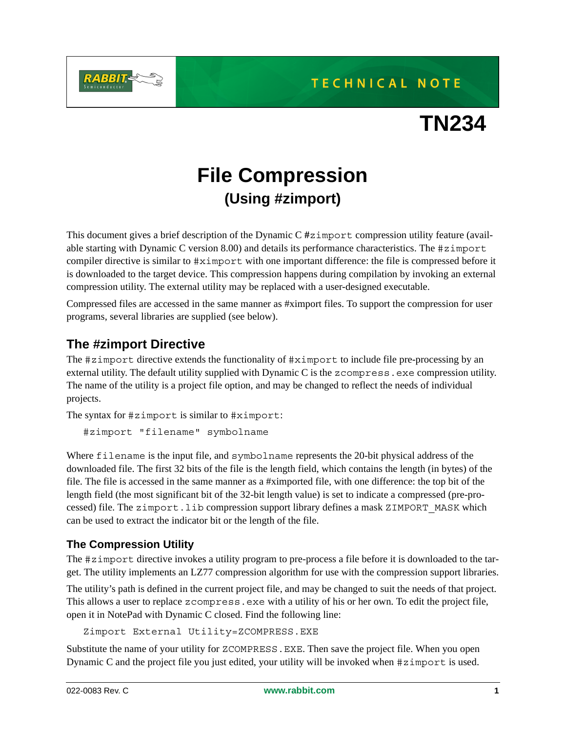TECHNICAL NOTE

# TN234

# File Compression
## (Using #zimport)

This document gives a brief description of the Dynamic C `#zimport` compression utility feature (available starting with Dynamic C version 8.00) and details its performance characteristics. The `#zimport` compiler directive is similar to `#ximport` with one important difference: the file is compressed before it is downloaded to the target device. This compression happens during compilation by invoking an external compression utility. The external utility may be replaced with a user-designed executable.

Compressed files are accessed in the same manner as #ximport files. To support the compression for user programs, several libraries are supplied (see below).

## The #zimport Directive

The `#zimport` directive extends the functionality of `#ximport` to include file pre-processing by an external utility. The default utility supplied with Dynamic C is the `zcompress.exe` compression utility. The name of the utility is a project file option, and may be changed to reflect the needs of individual projects.

The syntax for `#zimport` is similar to `#ximport`:

```
#zimport "filename" symbolname
```

Where `filename` is the input file, and `symbolname` represents the 20-bit physical address of the downloaded file. The first 32 bits of the file is the length field, which contains the length (in bytes) of the file. The file is accessed in the same manner as a #ximported file, with one difference: the top bit of the length field (the most significant bit of the 32-bit length value) is set to indicate a compressed (pre-processed) file. The `zimport.lib` compression support library defines a mask `ZIMPORT_MASK` which can be used to extract the indicator bit or the length of the file.

### The Compression Utility

The `#zimport` directive invokes a utility program to pre-process a file before it is downloaded to the target. The utility implements an LZ77 compression algorithm for use with the compression support libraries.

The utility's path is defined in the current project file, and may be changed to suit the needs of that project. This allows a user to replace `zcompress.exe` with a utility of his or her own. To edit the project file, open it in NotePad with Dynamic C closed. Find the following line:

```
Zimport External Utility=ZCOMPRESS.EXE
```

Substitute the name of your utility for `ZCOMPRESS.EXE`. Then save the project file. When you open Dynamic C and the project file you just edited, your utility will be invoked when `#zimport` is used.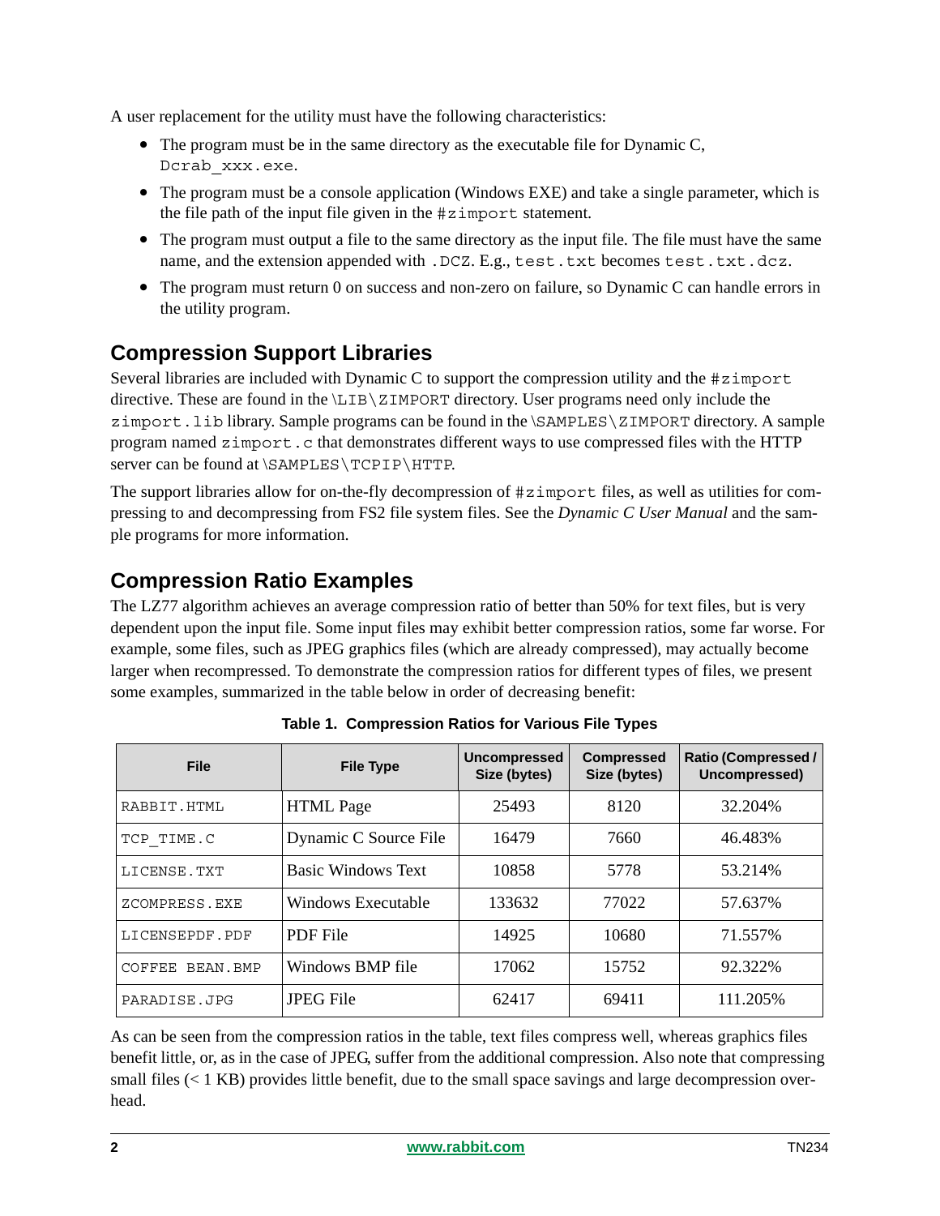A user replacement for the utility must have the following characteristics:

- The program must be in the same directory as the executable file for Dynamic C, `Dcrab_xxx.exe`.
- The program must be a console application (Windows EXE) and take a single parameter, which is the file path of the input file given in the `#zimport` statement.
- The program must output a file to the same directory as the input file. The file must have the same name, and the extension appended with `.DCZ`. E.g., `test.txt` becomes `test.txt.dcz`.
- The program must return 0 on success and non-zero on failure, so Dynamic C can handle errors in the utility program.

## Compression Support Libraries

Several libraries are included with Dynamic C to support the compression utility and the `#zimport` directive. These are found in the `\LIB\ZIMPORT` directory. User programs need only include the `zimport.lib` library. Sample programs can be found in the `\SAMPLES\ZIMPORT` directory. A sample program named `zimport.c` that demonstrates different ways to use compressed files with the HTTP server can be found at `\SAMPLES\TCPIP\HTTP`.

The support libraries allow for on-the-fly decompression of `#zimport` files, as well as utilities for compressing to and decompressing from FS2 file system files. See the *Dynamic C User Manual* and the sample programs for more information.

## Compression Ratio Examples

The LZ77 algorithm achieves an average compression ratio of better than 50% for text files, but is very dependent upon the input file. Some input files may exhibit better compression ratios, some far worse. For example, some files, such as JPEG graphics files (which are already compressed), may actually become larger when recompressed. To demonstrate the compression ratios for different types of files, we present some examples, summarized in the table below in order of decreasing benefit:

**Table 1. Compression Ratios for Various File Types**

| File | File Type | Uncompressed Size (bytes) | Compressed Size (bytes) | Ratio (Compressed / Uncompressed) |
|---|---|---|---|---|
| `RABBIT.HTML` | HTML Page | 25493 | 8120 | 32.204% |
| `TCP_TIME.C` | Dynamic C Source File | 16479 | 7660 | 46.483% |
| `LICENSE.TXT` | Basic Windows Text | 10858 | 5778 | 53.214% |
| `ZCOMPRESS.EXE` | Windows Executable | 133632 | 77022 | 57.637% |
| `LICENSEPDF.PDF` | PDF File | 14925 | 10680 | 71.557% |
| `COFFEE BEAN.BMP` | Windows BMP file | 17062 | 15752 | 92.322% |
| `PARADISE.JPG` | JPEG File | 62417 | 69411 | 111.205% |

As can be seen from the compression ratios in the table, text files compress well, whereas graphics files benefit little, or, as in the case of JPEG, suffer from the additional compression. Also note that compressing small files (< 1 KB) provides little benefit, due to the small space savings and large decompression overhead.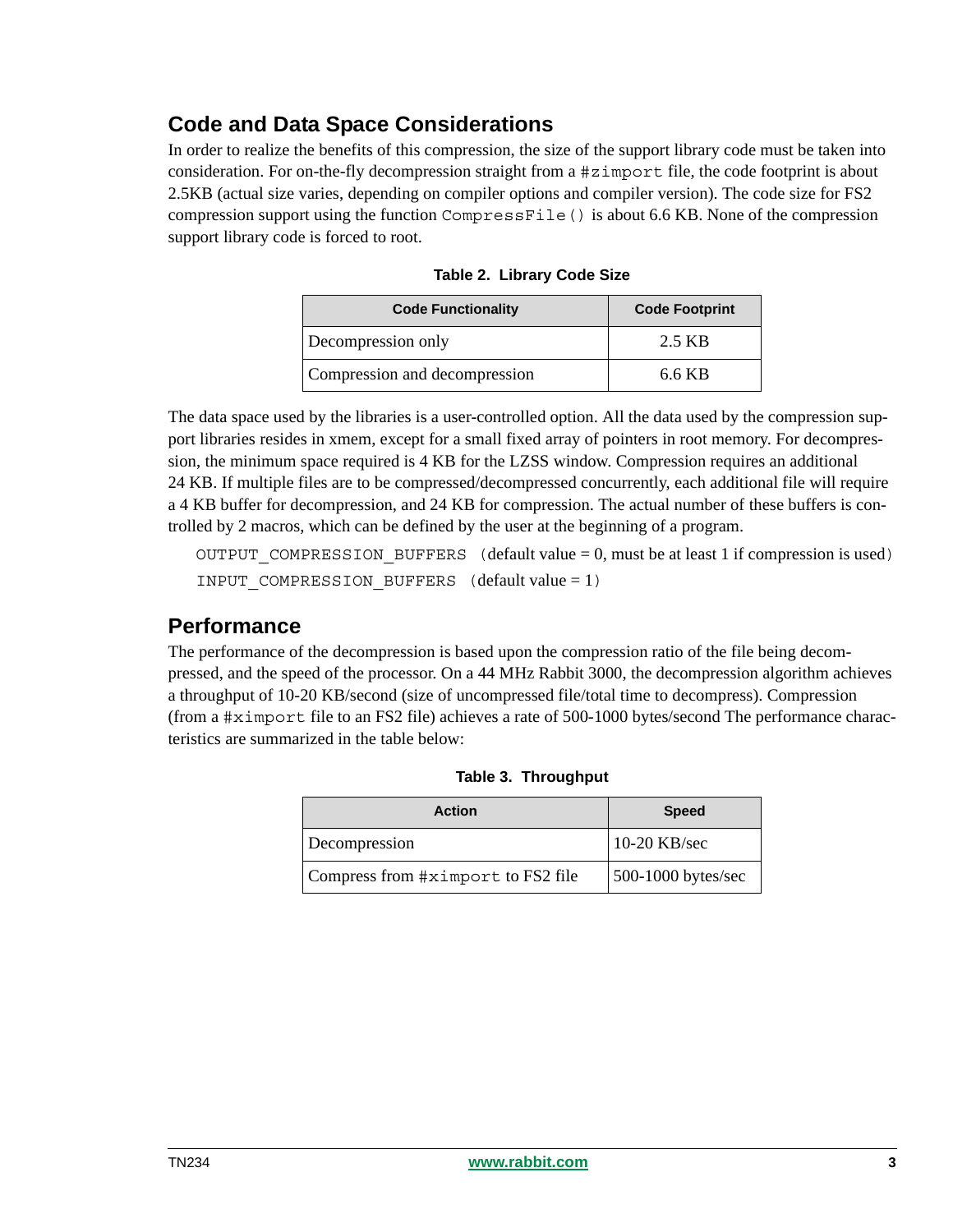## Code and Data Space Considerations

In order to realize the benefits of this compression, the size of the support library code must be taken into consideration. For on-the-fly decompression straight from a `#zimport` file, the code footprint is about 2.5KB (actual size varies, depending on compiler options and compiler version). The code size for FS2 compression support using the function `CompressFile()` is about 6.6 KB. None of the compression support library code is forced to root.

**Table 2. Library Code Size**

| Code Functionality | Code Footprint |
|---|---|
| Decompression only | 2.5 KB |
| Compression and decompression | 6.6 KB |

The data space used by the libraries is a user-controlled option. All the data used by the compression support libraries resides in xmem, except for a small fixed array of pointers in root memory. For decompression, the minimum space required is 4 KB for the LZSS window. Compression requires an additional 24 KB. If multiple files are to be compressed/decompressed concurrently, each additional file will require a 4 KB buffer for decompression, and 24 KB for compression. The actual number of these buffers is controlled by 2 macros, which can be defined by the user at the beginning of a program.

`OUTPUT_COMPRESSION_BUFFERS` (default value = 0, must be at least 1 if compression is used)

`INPUT_COMPRESSION_BUFFERS` (default value = 1)

## Performance

The performance of the decompression is based upon the compression ratio of the file being decompressed, and the speed of the processor. On a 44 MHz Rabbit 3000, the decompression algorithm achieves a throughput of 10-20 KB/second (size of uncompressed file/total time to decompress). Compression (from a `#ximport` file to an FS2 file) achieves a rate of 500-1000 bytes/second The performance characteristics are summarized in the table below:

**Table 3. Throughput**

| Action | Speed |
|---|---|
| Decompression | 10-20 KB/sec |
| Compress from `#ximport` to FS2 file | 500-1000 bytes/sec |